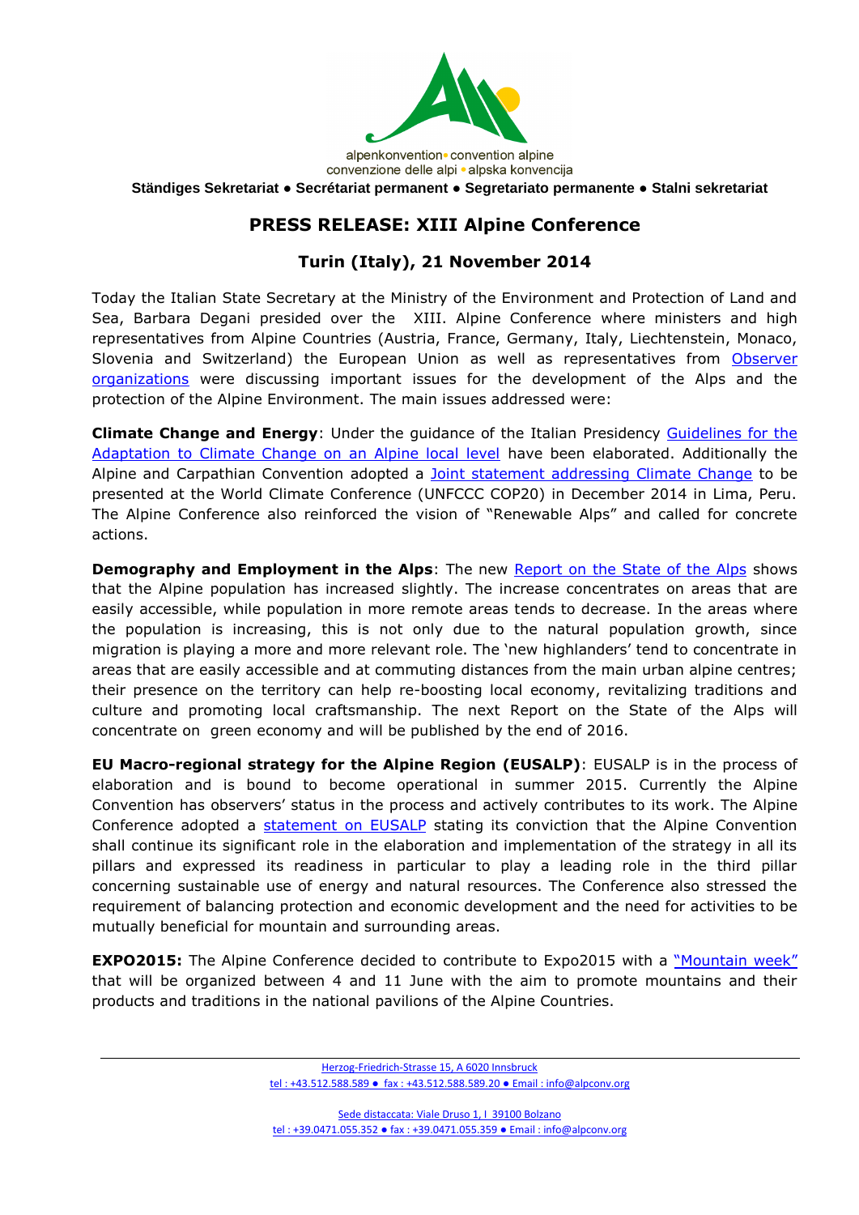alpenkonvention • convention alpine
convenzione delle alpi • alpska konvencija

**Ständiges Sekretariat ● Secrétariat permanent ● Segretariato permanente ● Stalni sekretariat**

# PRESS RELEASE: XIII Alpine Conference

## Turin (Italy), 21 November 2014

Today the Italian State Secretary at the Ministry of the Environment and Protection of Land and Sea, Barbara Degani presided over the XIII. Alpine Conference where ministers and high representatives from Alpine Countries (Austria, France, Germany, Italy, Liechtenstein, Monaco, Slovenia and Switzerland) the European Union as well as representatives from [Observer organizations] were discussing important issues for the development of the Alps and the protection of the Alpine Environment. The main issues addressed were:

**Climate Change and Energy**: Under the guidance of the Italian Presidency [Guidelines for the Adaptation to Climate Change on an Alpine local level] have been elaborated. Additionally the Alpine and Carpathian Convention adopted a [Joint statement addressing Climate Change] to be presented at the World Climate Conference (UNFCCC COP20) in December 2014 in Lima, Peru. The Alpine Conference also reinforced the vision of "Renewable Alps" and called for concrete actions.

**Demography and Employment in the Alps**: The new [Report on the State of the Alps] shows that the Alpine population has increased slightly. The increase concentrates on areas that are easily accessible, while population in more remote areas tends to decrease. In the areas where the population is increasing, this is not only due to the natural population growth, since migration is playing a more and more relevant role. The 'new highlanders' tend to concentrate in areas that are easily accessible and at commuting distances from the main urban alpine centres; their presence on the territory can help re-boosting local economy, revitalizing traditions and culture and promoting local craftsmanship. The next Report on the State of the Alps will concentrate on green economy and will be published by the end of 2016.

**EU Macro-regional strategy for the Alpine Region (EUSALP)**: EUSALP is in the process of elaboration and is bound to become operational in summer 2015. Currently the Alpine Convention has observers' status in the process and actively contributes to its work. The Alpine Conference adopted a [statement on EUSALP] stating its conviction that the Alpine Convention shall continue its significant role in the elaboration and implementation of the strategy in all its pillars and expressed its readiness in particular to play a leading role in the third pillar concerning sustainable use of energy and natural resources. The Conference also stressed the requirement of balancing protection and economic development and the need for activities to be mutually beneficial for mountain and surrounding areas.

**EXPO2015:** The Alpine Conference decided to contribute to Expo2015 with a ["Mountain week"] that will be organized between 4 and 11 June with the aim to promote mountains and their products and traditions in the national pavilions of the Alpine Countries.

Herzog-Friedrich-Strasse 15, A 6020 Innsbruck
tel : +43.512.588.589 ● fax : +43.512.588.589.20 ● Email : info@alpconv.org

Sede distaccata: Viale Druso 1, I 39100 Bolzano
tel : +39.0471.055.352 ● fax : +39.0471.055.359 ● Email : info@alpconv.org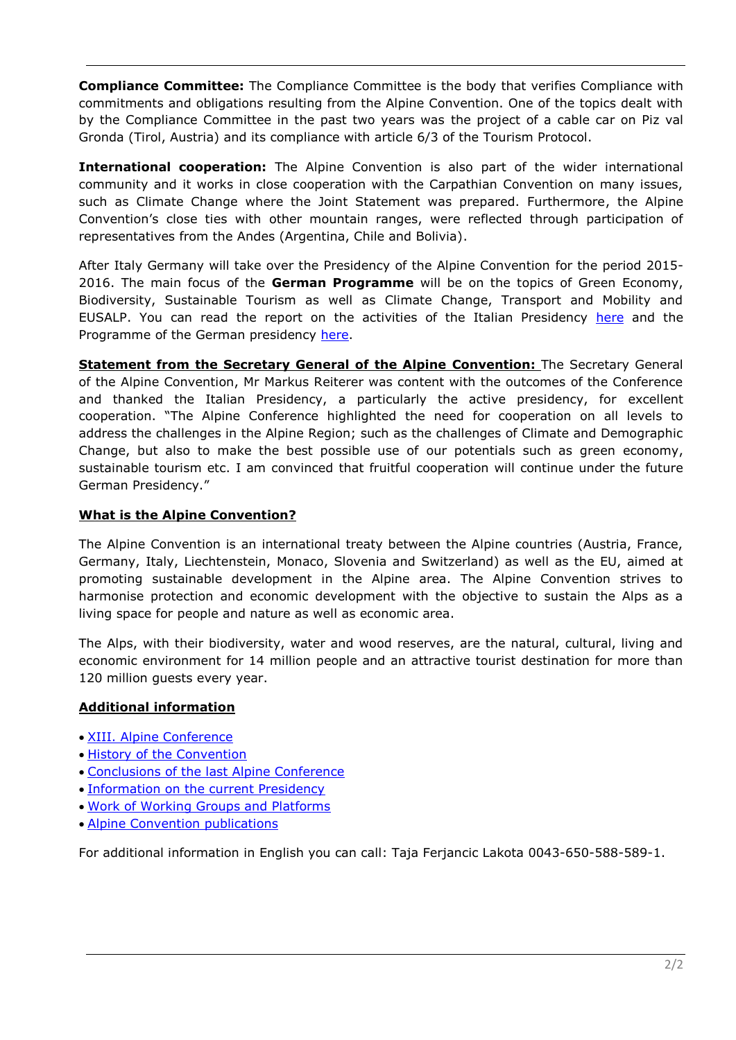**Compliance Committee:** The Compliance Committee is the body that verifies Compliance with commitments and obligations resulting from the Alpine Convention. One of the topics dealt with by the Compliance Committee in the past two years was the project of a cable car on Piz val Gronda (Tirol, Austria) and its compliance with article 6/3 of the Tourism Protocol.

**International cooperation:** The Alpine Convention is also part of the wider international community and it works in close cooperation with the Carpathian Convention on many issues, such as Climate Change where the Joint Statement was prepared. Furthermore, the Alpine Convention's close ties with other mountain ranges, were reflected through participation of representatives from the Andes (Argentina, Chile and Bolivia).

After Italy Germany will take over the Presidency of the Alpine Convention for the period 2015-2016. The main focus of the **German Programme** will be on the topics of Green Economy, Biodiversity, Sustainable Tourism as well as Climate Change, Transport and Mobility and EUSALP. You can read the report on the activities of the Italian Presidency here and the Programme of the German presidency here.

**Statement from the Secretary General of the Alpine Convention:** The Secretary General of the Alpine Convention, Mr Markus Reiterer was content with the outcomes of the Conference and thanked the Italian Presidency, a particularly the active presidency, for excellent cooperation. "The Alpine Conference highlighted the need for cooperation on all levels to address the challenges in the Alpine Region; such as the challenges of Climate and Demographic Change, but also to make the best possible use of our potentials such as green economy, sustainable tourism etc. I am convinced that fruitful cooperation will continue under the future German Presidency."

**What is the Alpine Convention?**

The Alpine Convention is an international treaty between the Alpine countries (Austria, France, Germany, Italy, Liechtenstein, Monaco, Slovenia and Switzerland) as well as the EU, aimed at promoting sustainable development in the Alpine area. The Alpine Convention strives to harmonise protection and economic development with the objective to sustain the Alps as a living space for people and nature as well as economic area.

The Alps, with their biodiversity, water and wood reserves, are the natural, cultural, living and economic environment for 14 million people and an attractive tourist destination for more than 120 million guests every year.

**Additional information**

- XIII. Alpine Conference
- History of the Convention
- Conclusions of the last Alpine Conference
- Information on the current Presidency
- Work of Working Groups and Platforms
- Alpine Convention publications

For additional information in English you can call: Taja Ferjancic Lakota 0043-650-588-589-1.